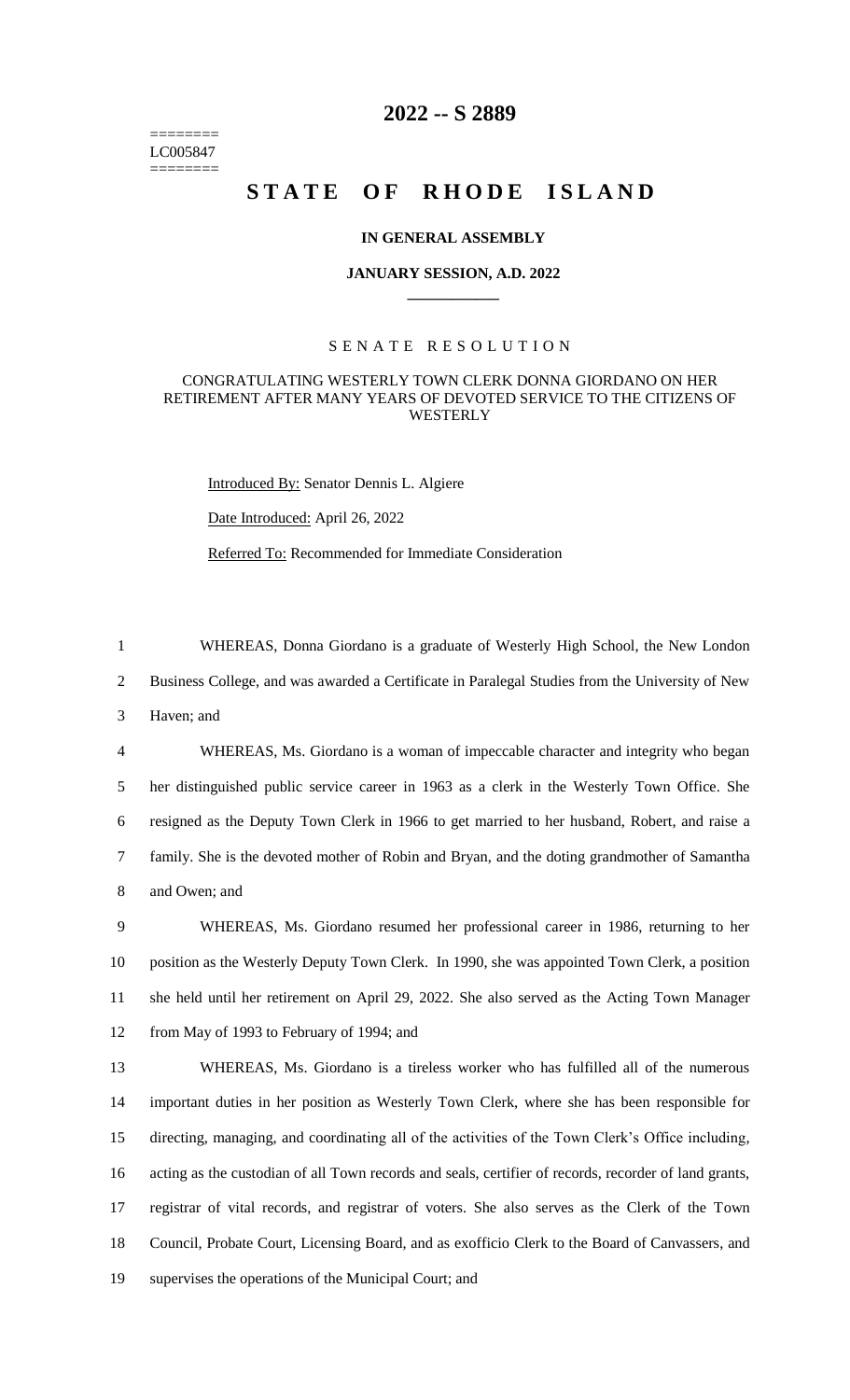# 2022 -- S 2889

========
LC005847
========

# STATE OF RHODE ISLAND

## IN GENERAL ASSEMBLY

### JANUARY SESSION, A.D. 2022

### SENATE RESOLUTION

CONGRATULATING WESTERLY TOWN CLERK DONNA GIORDANO ON HER RETIREMENT AFTER MANY YEARS OF DEVOTED SERVICE TO THE CITIZENS OF WESTERLY

Introduced By: Senator Dennis L. Algiere

Date Introduced: April 26, 2022

Referred To: Recommended for Immediate Consideration

1 WHEREAS, Donna Giordano is a graduate of Westerly High School, the New London
2 Business College, and was awarded a Certificate in Paralegal Studies from the University of New
3 Haven; and

4 WHEREAS, Ms. Giordano is a woman of impeccable character and integrity who began
5 her distinguished public service career in 1963 as a clerk in the Westerly Town Office. She
6 resigned as the Deputy Town Clerk in 1966 to get married to her husband, Robert, and raise a
7 family. She is the devoted mother of Robin and Bryan, and the doting grandmother of Samantha
8 and Owen; and

9 WHEREAS, Ms. Giordano resumed her professional career in 1986, returning to her
10 position as the Westerly Deputy Town Clerk. In 1990, she was appointed Town Clerk, a position
11 she held until her retirement on April 29, 2022. She also served as the Acting Town Manager
12 from May of 1993 to February of 1994; and

13 WHEREAS, Ms. Giordano is a tireless worker who has fulfilled all of the numerous
14 important duties in her position as Westerly Town Clerk, where she has been responsible for
15 directing, managing, and coordinating all of the activities of the Town Clerk's Office including,
16 acting as the custodian of all Town records and seals, certifier of records, recorder of land grants,
17 registrar of vital records, and registrar of voters. She also serves as the Clerk of the Town
18 Council, Probate Court, Licensing Board, and as exofficio Clerk to the Board of Canvassers, and
19 supervises the operations of the Municipal Court; and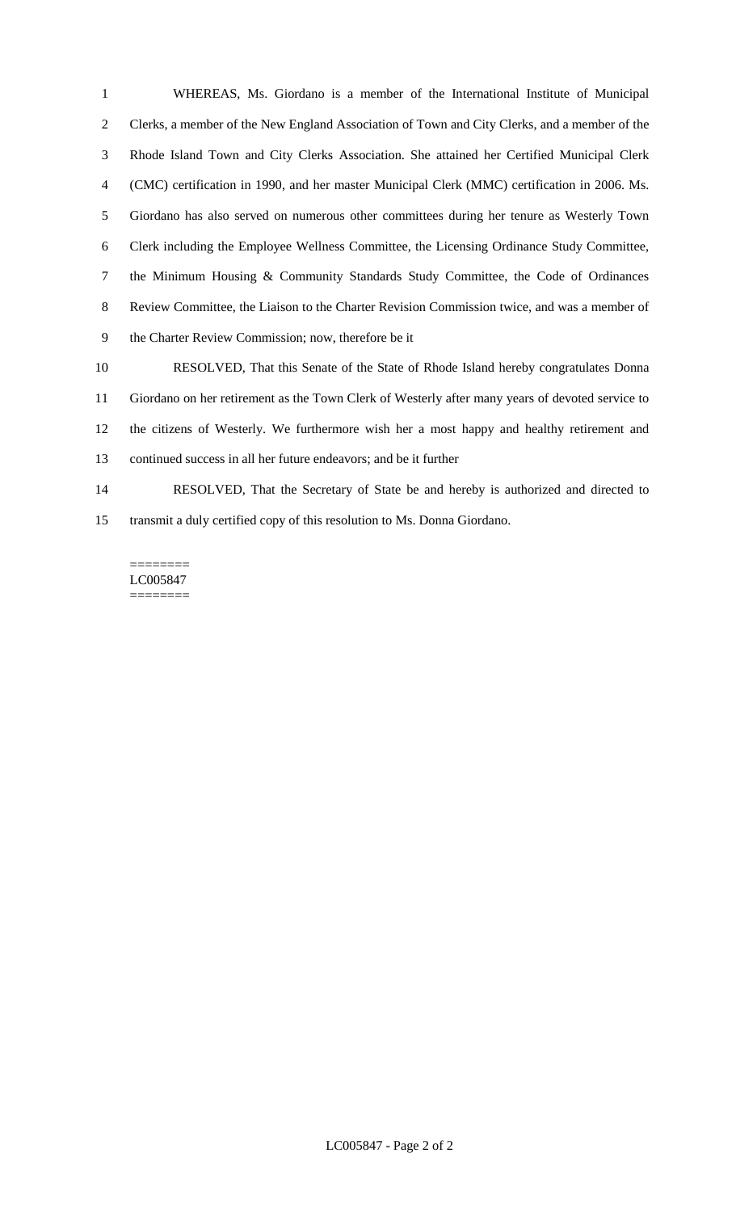WHEREAS, Ms. Giordano is a member of the International Institute of Municipal Clerks, a member of the New England Association of Town and City Clerks, and a member of the Rhode Island Town and City Clerks Association. She attained her Certified Municipal Clerk (CMC) certification in 1990, and her master Municipal Clerk (MMC) certification in 2006. Ms. Giordano has also served on numerous other committees during her tenure as Westerly Town Clerk including the Employee Wellness Committee, the Licensing Ordinance Study Committee, the Minimum Housing & Community Standards Study Committee, the Code of Ordinances Review Committee, the Liaison to the Charter Revision Commission twice, and was a member of the Charter Review Commission; now, therefore be it

RESOLVED, That this Senate of the State of Rhode Island hereby congratulates Donna Giordano on her retirement as the Town Clerk of Westerly after many years of devoted service to the citizens of Westerly. We furthermore wish her a most happy and healthy retirement and continued success in all her future endeavors; and be it further

RESOLVED, That the Secretary of State be and hereby is authorized and directed to transmit a duly certified copy of this resolution to Ms. Donna Giordano.

========
LC005847
========